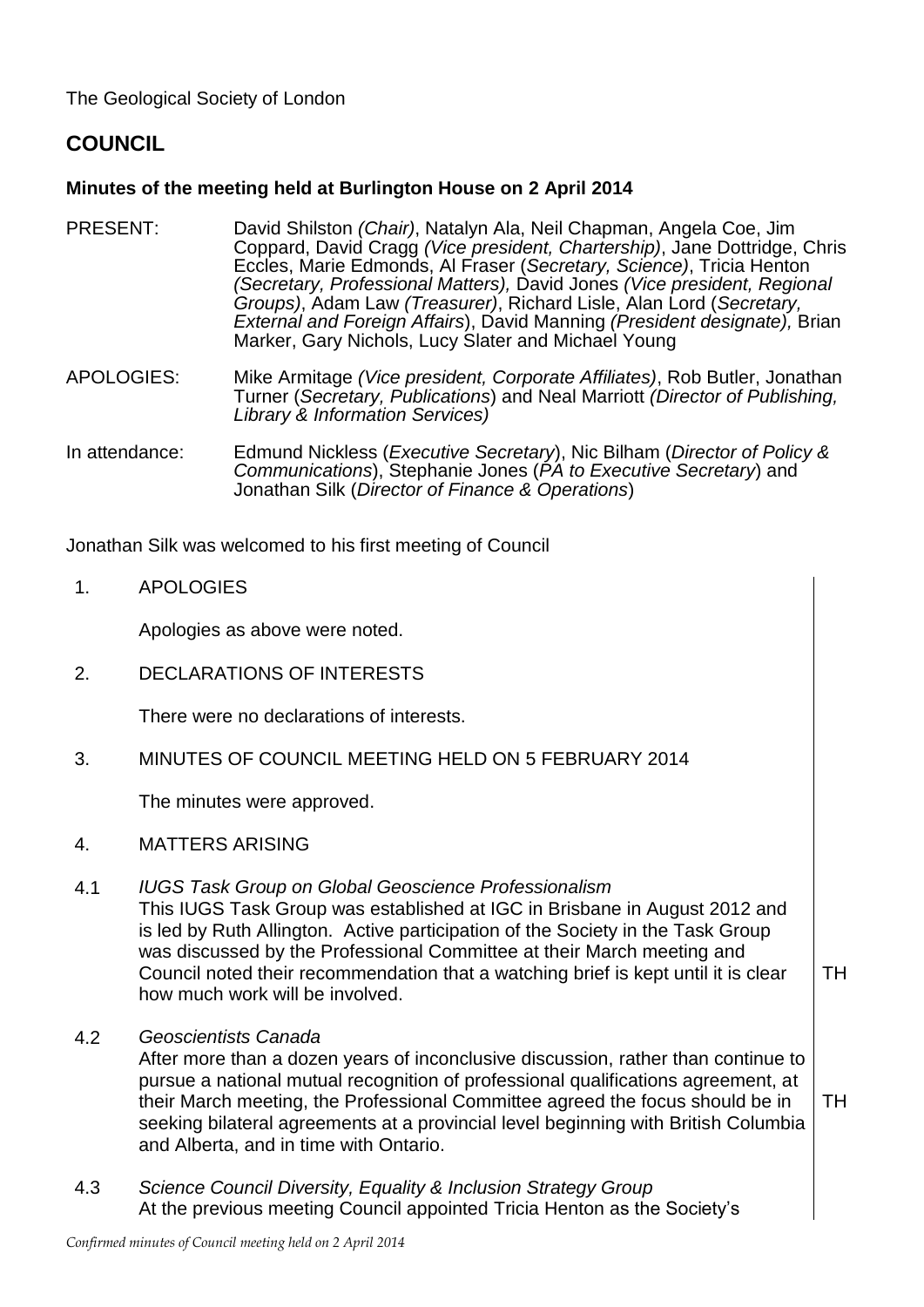The Geological Society of London

# COUNCIL

**Minutes of the meeting held at Burlington House on 2 April 2014**

PRESENT: David Shilston *(Chair)*, Natalyn Ala, Neil Chapman, Angela Coe, Jim Coppard, David Cragg *(Vice president, Chartership)*, Jane Dottridge, Chris Eccles, Marie Edmonds, Al Fraser (*Secretary, Science)*, Tricia Henton *(Secretary, Professional Matters),* David Jones *(Vice president, Regional Groups)*, Adam Law *(Treasurer)*, Richard Lisle, Alan Lord (*Secretary, External and Foreign Affairs*), David Manning *(President designate),* Brian Marker, Gary Nichols, Lucy Slater and Michael Young

APOLOGIES: Mike Armitage *(Vice president, Corporate Affiliates)*, Rob Butler, Jonathan Turner (*Secretary, Publications*) and Neal Marriott *(Director of Publishing, Library & Information Services)*

In attendance: Edmund Nickless (*Executive Secretary*), Nic Bilham (*Director of Policy & Communications*), Stephanie Jones (*PA to Executive Secretary*) and Jonathan Silk (*Director of Finance & Operations*)

Jonathan Silk was welcomed to his first meeting of Council

1. APOLOGIES

   Apologies as above were noted.

2. DECLARATIONS OF INTERESTS

   There were no declarations of interests.

3. MINUTES OF COUNCIL MEETING HELD ON 5 FEBRUARY 2014

   The minutes were approved.

4. MATTERS ARISING

4.1 *IUGS Task Group on Global Geoscience Professionalism*
This IUGS Task Group was established at IGC in Brisbane in August 2012 and is led by Ruth Allington. Active participation of the Society in the Task Group was discussed by the Professional Committee at their March meeting and Council noted their recommendation that a watching brief is kept until it is clear how much work will be involved. — **TH**

4.2 *Geoscientists Canada*
After more than a dozen years of inconclusive discussion, rather than continue to pursue a national mutual recognition of professional qualifications agreement, at their March meeting, the Professional Committee agreed the focus should be in seeking bilateral agreements at a provincial level beginning with British Columbia and Alberta, and in time with Ontario. — **TH**

4.3 *Science Council Diversity, Equality & Inclusion Strategy Group*
At the previous meeting Council appointed Tricia Henton as the Society's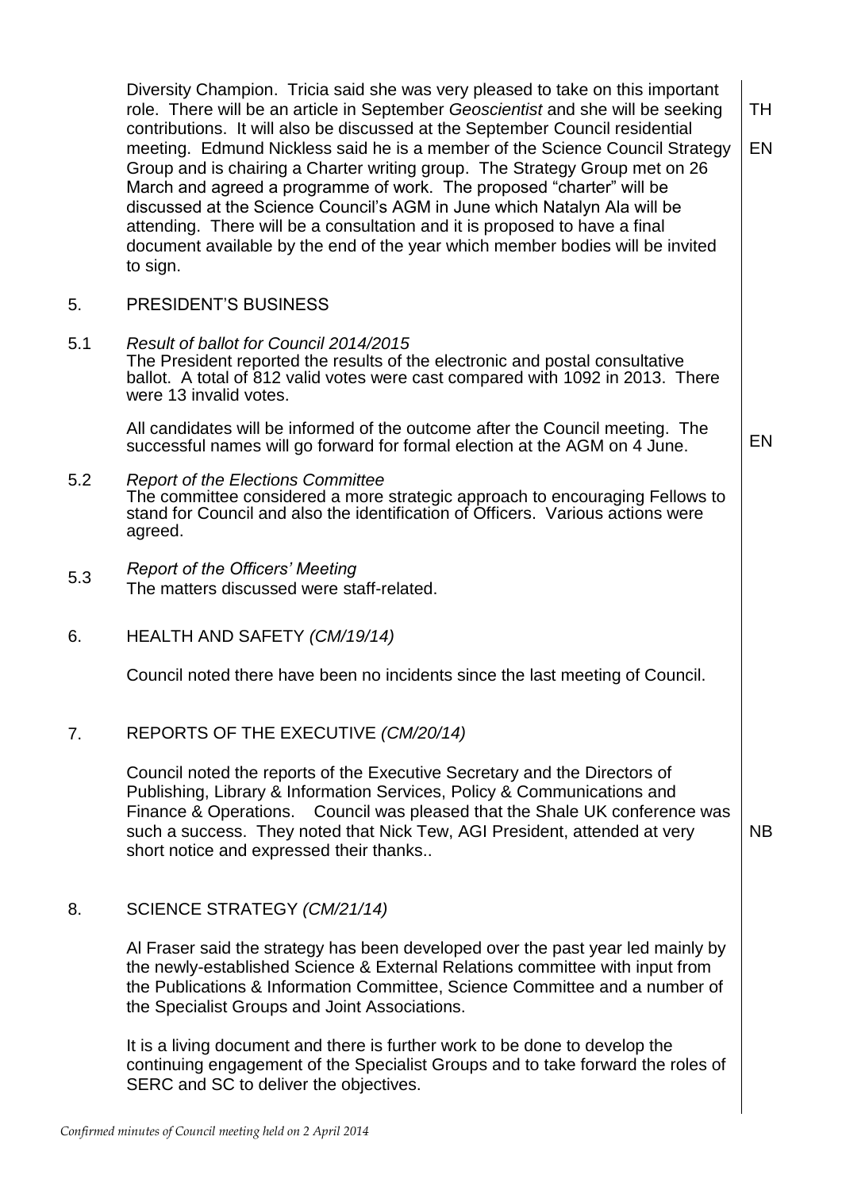Diversity Champion. Tricia said she was very pleased to take on this important role. There will be an article in September *Geoscientist* and she will be seeking contributions. It will also be discussed at the September Council residential meeting. Edmund Nickless said he is a member of the Science Council Strategy Group and is chairing a Charter writing group. The Strategy Group met on 26 March and agreed a programme of work. The proposed "charter" will be discussed at the Science Council's AGM in June which Natalyn Ala will be attending. There will be a consultation and it is proposed to have a final document available by the end of the year which member bodies will be invited to sign. **TH** **EN**

## 5. PRESIDENT'S BUSINESS

### 5.1 *Result of ballot for Council 2014/2015*

The President reported the results of the electronic and postal consultative ballot. A total of 812 valid votes were cast compared with 1092 in 2013. There were 13 invalid votes.

All candidates will be informed of the outcome after the Council meeting. The successful names will go forward for formal election at the AGM on 4 June. **EN**

### 5.2 *Report of the Elections Committee*

The committee considered a more strategic approach to encouraging Fellows to stand for Council and also the identification of Officers. Various actions were agreed.

### 5.3 *Report of the Officers' Meeting*

The matters discussed were staff-related.

## 6. HEALTH AND SAFETY *(CM/19/14)*

Council noted there have been no incidents since the last meeting of Council.

## 7. REPORTS OF THE EXECUTIVE *(CM/20/14)*

Council noted the reports of the Executive Secretary and the Directors of Publishing, Library & Information Services, Policy & Communications and Finance & Operations. Council was pleased that the Shale UK conference was such a success. They noted that Nick Tew, AGI President, attended at very short notice and expressed their thanks.. **NB**

## 8. SCIENCE STRATEGY *(CM/21/14)*

Al Fraser said the strategy has been developed over the past year led mainly by the newly-established Science & External Relations committee with input from the Publications & Information Committee, Science Committee and a number of the Specialist Groups and Joint Associations.

It is a living document and there is further work to be done to develop the continuing engagement of the Specialist Groups and to take forward the roles of SERC and SC to deliver the objectives.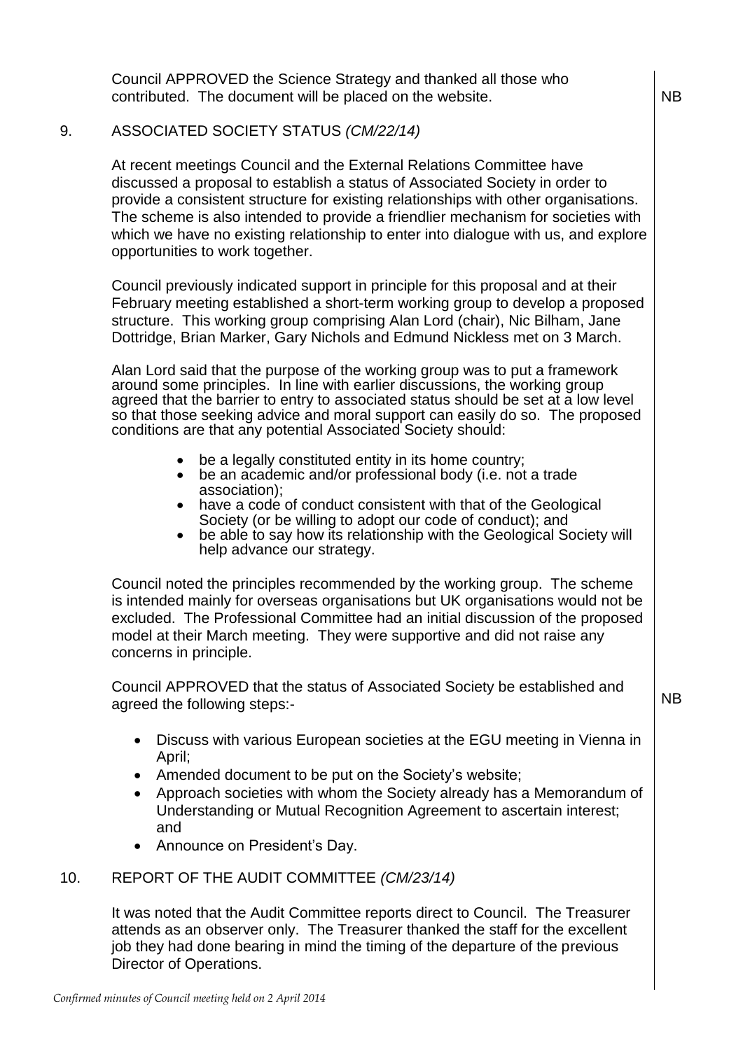Council APPROVED the Science Strategy and thanked all those who contributed. The document will be placed on the website. **NB**

## 9. ASSOCIATED SOCIETY STATUS *(CM/22/14)*

At recent meetings Council and the External Relations Committee have discussed a proposal to establish a status of Associated Society in order to provide a consistent structure for existing relationships with other organisations. The scheme is also intended to provide a friendlier mechanism for societies with which we have no existing relationship to enter into dialogue with us, and explore opportunities to work together.

Council previously indicated support in principle for this proposal and at their February meeting established a short-term working group to develop a proposed structure. This working group comprising Alan Lord (chair), Nic Bilham, Jane Dottridge, Brian Marker, Gary Nichols and Edmund Nickless met on 3 March.

Alan Lord said that the purpose of the working group was to put a framework around some principles. In line with earlier discussions, the working group agreed that the barrier to entry to associated status should be set at a low level so that those seeking advice and moral support can easily do so. The proposed conditions are that any potential Associated Society should:

- be a legally constituted entity in its home country;
- be an academic and/or professional body (i.e. not a trade association);
- have a code of conduct consistent with that of the Geological Society (or be willing to adopt our code of conduct); and
- be able to say how its relationship with the Geological Society will help advance our strategy.

Council noted the principles recommended by the working group. The scheme is intended mainly for overseas organisations but UK organisations would not be excluded. The Professional Committee had an initial discussion of the proposed model at their March meeting. They were supportive and did not raise any concerns in principle.

Council APPROVED that the status of Associated Society be established and agreed the following steps:- **NB**

- Discuss with various European societies at the EGU meeting in Vienna in April;
- Amended document to be put on the Society's website;
- Approach societies with whom the Society already has a Memorandum of Understanding or Mutual Recognition Agreement to ascertain interest; and
- Announce on President's Day.

## 10. REPORT OF THE AUDIT COMMITTEE *(CM/23/14)*

It was noted that the Audit Committee reports direct to Council. The Treasurer attends as an observer only. The Treasurer thanked the staff for the excellent job they had done bearing in mind the timing of the departure of the previous Director of Operations.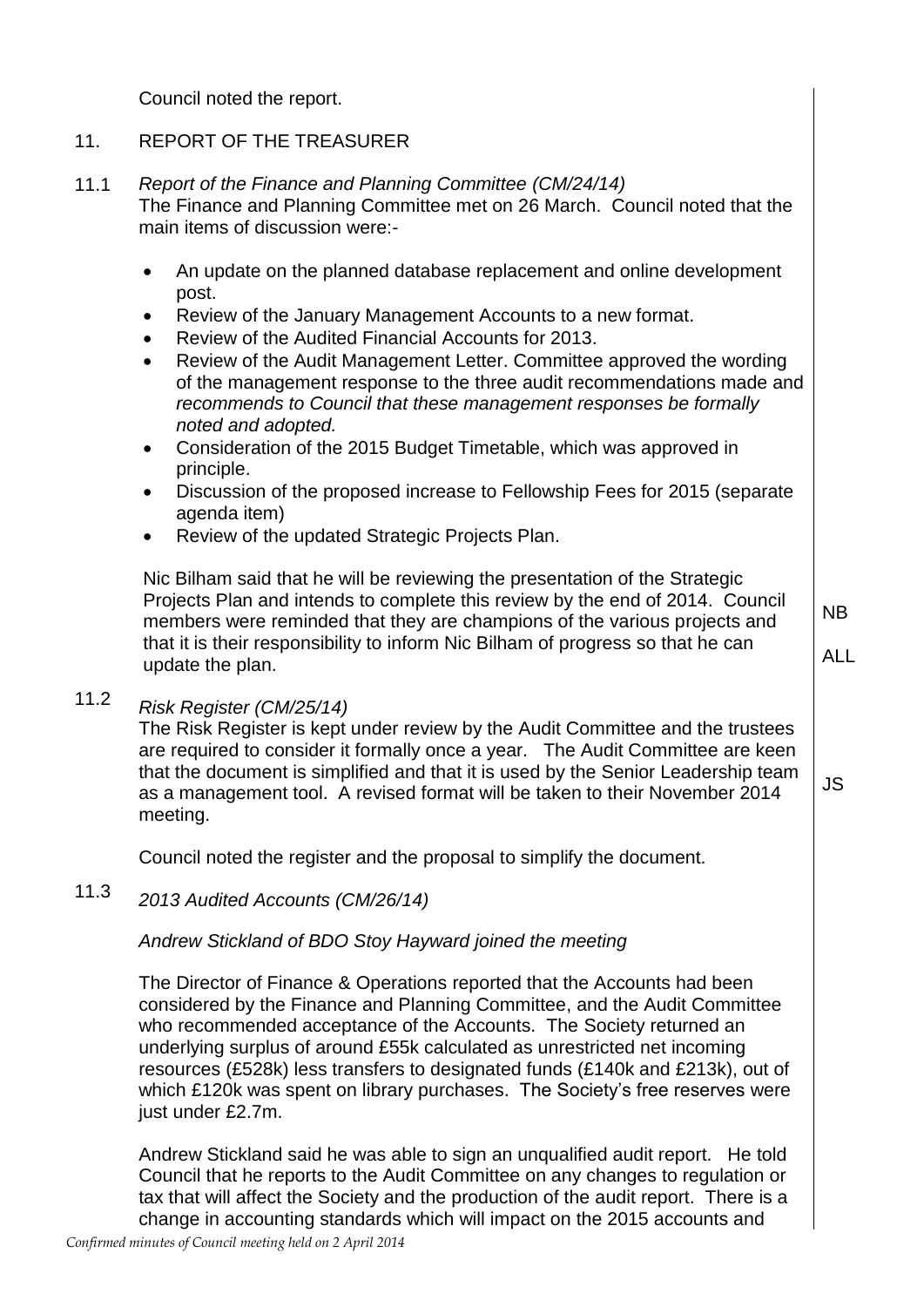Council noted the report.

## 11. REPORT OF THE TREASURER

### 11.1 *Report of the Finance and Planning Committee (CM/24/14)*

The Finance and Planning Committee met on 26 March. Council noted that the main items of discussion were:-

- An update on the planned database replacement and online development post.
- Review of the January Management Accounts to a new format.
- Review of the Audited Financial Accounts for 2013.
- Review of the Audit Management Letter. Committee approved the wording of the management response to the three audit recommendations made and *recommends to Council that these management responses be formally noted and adopted.*
- Consideration of the 2015 Budget Timetable, which was approved in principle.
- Discussion of the proposed increase to Fellowship Fees for 2015 (separate agenda item)
- Review of the updated Strategic Projects Plan.

Nic Bilham said that he will be reviewing the presentation of the Strategic Projects Plan and intends to complete this review by the end of 2014. Council members were reminded that they are champions of the various projects and that it is their responsibility to inform Nic Bilham of progress so that he can update the plan. **NB** **ALL**

### 11.2 *Risk Register (CM/25/14)*

The Risk Register is kept under review by the Audit Committee and the trustees are required to consider it formally once a year. The Audit Committee are keen that the document is simplified and that it is used by the Senior Leadership team as a management tool. A revised format will be taken to their November 2014 meeting. **JS**

Council noted the register and the proposal to simplify the document.

### 11.3 *2013 Audited Accounts (CM/26/14)*

*Andrew Stickland of BDO Stoy Hayward joined the meeting*

The Director of Finance & Operations reported that the Accounts had been considered by the Finance and Planning Committee, and the Audit Committee who recommended acceptance of the Accounts. The Society returned an underlying surplus of around £55k calculated as unrestricted net incoming resources (£528k) less transfers to designated funds (£140k and £213k), out of which £120k was spent on library purchases. The Society's free reserves were just under £2.7m.

Andrew Stickland said he was able to sign an unqualified audit report. He told Council that he reports to the Audit Committee on any changes to regulation or tax that will affect the Society and the production of the audit report. There is a change in accounting standards which will impact on the 2015 accounts and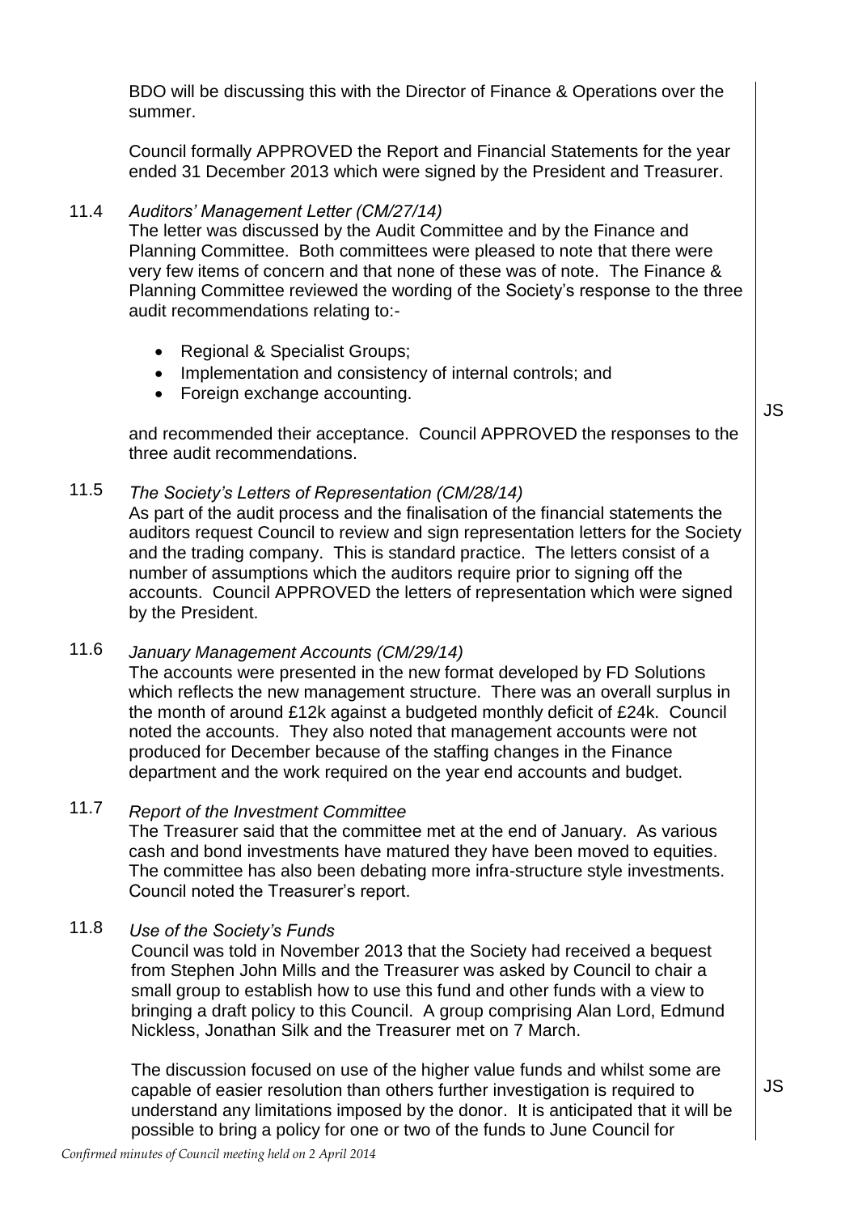BDO will be discussing this with the Director of Finance & Operations over the summer.

Council formally APPROVED the Report and Financial Statements for the year ended 31 December 2013 which were signed by the President and Treasurer.

11.4 *Auditors' Management Letter (CM/27/14)*

The letter was discussed by the Audit Committee and by the Finance and Planning Committee. Both committees were pleased to note that there were very few items of concern and that none of these was of note. The Finance & Planning Committee reviewed the wording of the Society's response to the three audit recommendations relating to:-

- Regional & Specialist Groups;
- Implementation and consistency of internal controls; and
- Foreign exchange accounting.

and recommended their acceptance. Council APPROVED the responses to the three audit recommendations. **JS**

11.5 *The Society's Letters of Representation (CM/28/14)*

As part of the audit process and the finalisation of the financial statements the auditors request Council to review and sign representation letters for the Society and the trading company. This is standard practice. The letters consist of a number of assumptions which the auditors require prior to signing off the accounts. Council APPROVED the letters of representation which were signed by the President.

11.6 *January Management Accounts (CM/29/14)*

The accounts were presented in the new format developed by FD Solutions which reflects the new management structure. There was an overall surplus in the month of around £12k against a budgeted monthly deficit of £24k. Council noted the accounts. They also noted that management accounts were not produced for December because of the staffing changes in the Finance department and the work required on the year end accounts and budget.

11.7 *Report of the Investment Committee*

The Treasurer said that the committee met at the end of January. As various cash and bond investments have matured they have been moved to equities. The committee has also been debating more infra-structure style investments. Council noted the Treasurer's report.

11.8 *Use of the Society's Funds*

Council was told in November 2013 that the Society had received a bequest from Stephen John Mills and the Treasurer was asked by Council to chair a small group to establish how to use this fund and other funds with a view to bringing a draft policy to this Council. A group comprising Alan Lord, Edmund Nickless, Jonathan Silk and the Treasurer met on 7 March.

The discussion focused on use of the higher value funds and whilst some are capable of easier resolution than others further investigation is required to understand any limitations imposed by the donor. It is anticipated that it will be possible to bring a policy for one or two of the funds to June Council for **JS**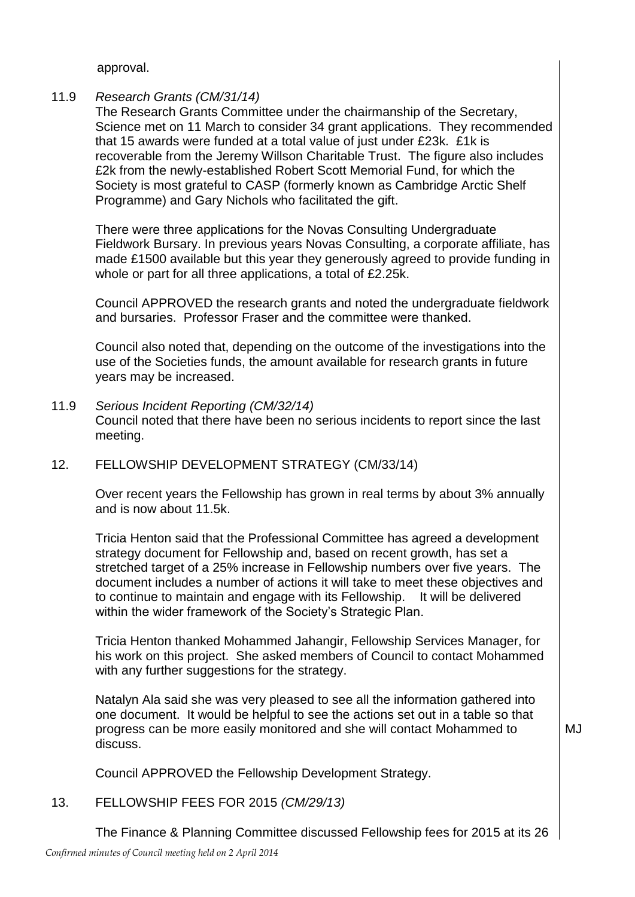approval.

11.9 *Research Grants (CM/31/14)*

The Research Grants Committee under the chairmanship of the Secretary, Science met on 11 March to consider 34 grant applications. They recommended that 15 awards were funded at a total value of just under £23k. £1k is recoverable from the Jeremy Willson Charitable Trust. The figure also includes £2k from the newly-established Robert Scott Memorial Fund, for which the Society is most grateful to CASP (formerly known as Cambridge Arctic Shelf Programme) and Gary Nichols who facilitated the gift.

There were three applications for the Novas Consulting Undergraduate Fieldwork Bursary. In previous years Novas Consulting, a corporate affiliate, has made £1500 available but this year they generously agreed to provide funding in whole or part for all three applications, a total of £2.25k.

Council APPROVED the research grants and noted the undergraduate fieldwork and bursaries. Professor Fraser and the committee were thanked.

Council also noted that, depending on the outcome of the investigations into the use of the Societies funds, the amount available for research grants in future years may be increased.

11.9 *Serious Incident Reporting (CM/32/14)*

Council noted that there have been no serious incidents to report since the last meeting.

12. FELLOWSHIP DEVELOPMENT STRATEGY (CM/33/14)

Over recent years the Fellowship has grown in real terms by about 3% annually and is now about 11.5k.

Tricia Henton said that the Professional Committee has agreed a development strategy document for Fellowship and, based on recent growth, has set a stretched target of a 25% increase in Fellowship numbers over five years. The document includes a number of actions it will take to meet these objectives and to continue to maintain and engage with its Fellowship. It will be delivered within the wider framework of the Society's Strategic Plan.

Tricia Henton thanked Mohammed Jahangir, Fellowship Services Manager, for his work on this project. She asked members of Council to contact Mohammed with any further suggestions for the strategy.

Natalyn Ala said she was very pleased to see all the information gathered into one document. It would be helpful to see the actions set out in a table so that progress can be more easily monitored and she will contact Mohammed to discuss. MJ

Council APPROVED the Fellowship Development Strategy.

13. FELLOWSHIP FEES FOR 2015 *(CM/29/13)*

The Finance & Planning Committee discussed Fellowship fees for 2015 at its 26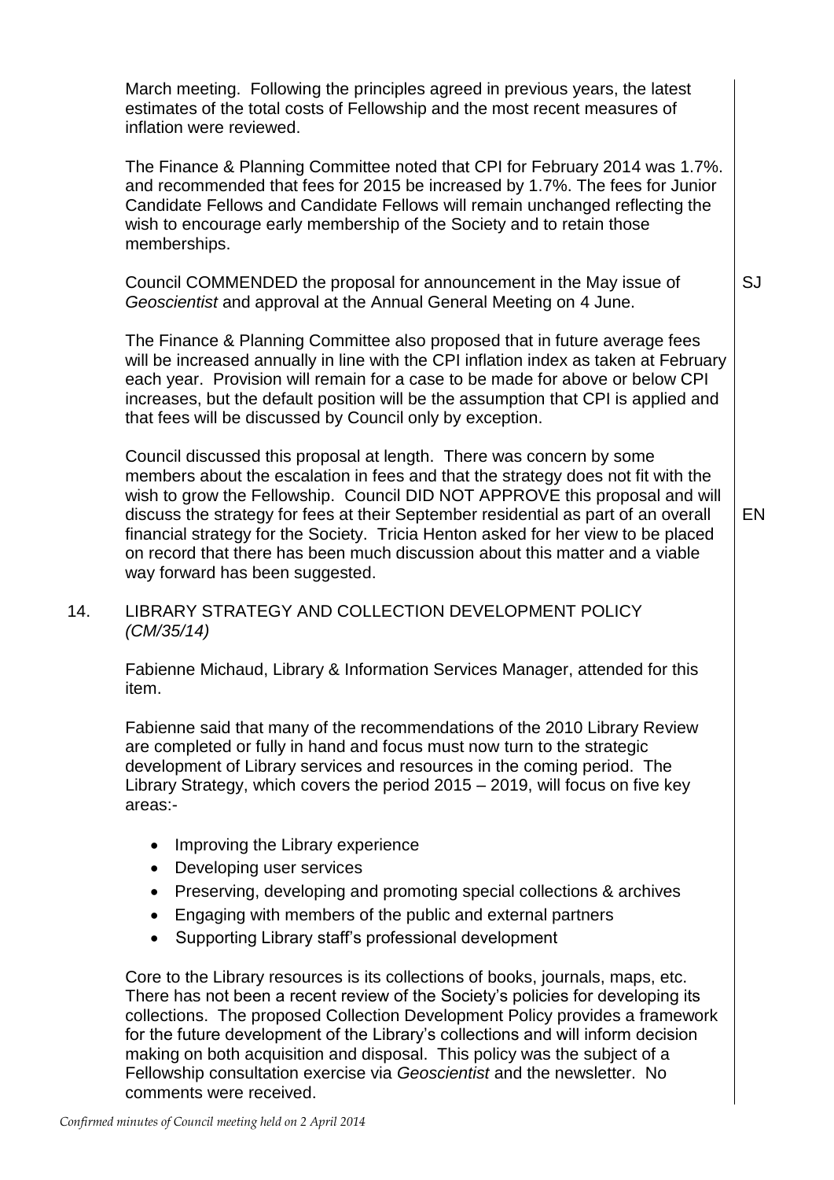March meeting. Following the principles agreed in previous years, the latest estimates of the total costs of Fellowship and the most recent measures of inflation were reviewed.

The Finance & Planning Committee noted that CPI for February 2014 was 1.7%. and recommended that fees for 2015 be increased by 1.7%. The fees for Junior Candidate Fellows and Candidate Fellows will remain unchanged reflecting the wish to encourage early membership of the Society and to retain those memberships.

Council COMMENDED the proposal for announcement in the May issue of *Geoscientist* and approval at the Annual General Meeting on 4 June. **SJ**

The Finance & Planning Committee also proposed that in future average fees will be increased annually in line with the CPI inflation index as taken at February each year. Provision will remain for a case to be made for above or below CPI increases, but the default position will be the assumption that CPI is applied and that fees will be discussed by Council only by exception.

Council discussed this proposal at length. There was concern by some members about the escalation in fees and that the strategy does not fit with the wish to grow the Fellowship. Council DID NOT APPROVE this proposal and will discuss the strategy for fees at their September residential as part of an overall financial strategy for the Society. Tricia Henton asked for her view to be placed on record that there has been much discussion about this matter and a viable way forward has been suggested. **EN**

## 14. LIBRARY STRATEGY AND COLLECTION DEVELOPMENT POLICY *(CM/35/14)*

Fabienne Michaud, Library & Information Services Manager, attended for this item.

Fabienne said that many of the recommendations of the 2010 Library Review are completed or fully in hand and focus must now turn to the strategic development of Library services and resources in the coming period. The Library Strategy, which covers the period 2015 – 2019, will focus on five key areas:-

- Improving the Library experience
- Developing user services
- Preserving, developing and promoting special collections & archives
- Engaging with members of the public and external partners
- Supporting Library staff's professional development

Core to the Library resources is its collections of books, journals, maps, etc. There has not been a recent review of the Society's policies for developing its collections. The proposed Collection Development Policy provides a framework for the future development of the Library's collections and will inform decision making on both acquisition and disposal. This policy was the subject of a Fellowship consultation exercise via *Geoscientist* and the newsletter. No comments were received.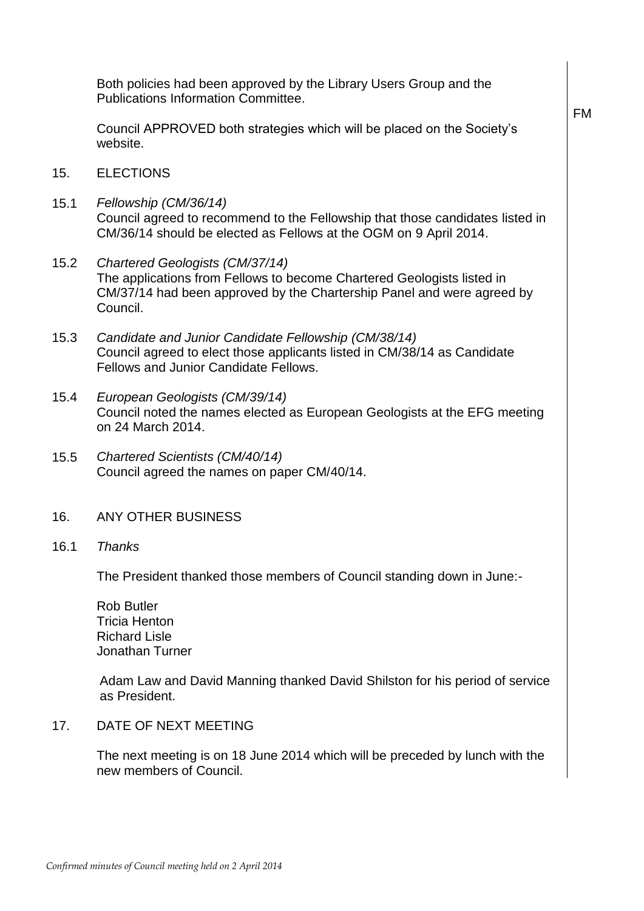Both policies had been approved by the Library Users Group and the Publications Information Committee.

Council APPROVED both strategies which will be placed on the Society's website. FM

15. ELECTIONS

15.1 *Fellowship (CM/36/14)*
Council agreed to recommend to the Fellowship that those candidates listed in CM/36/14 should be elected as Fellows at the OGM on 9 April 2014.

15.2 *Chartered Geologists (CM/37/14)*
The applications from Fellows to become Chartered Geologists listed in CM/37/14 had been approved by the Chartership Panel and were agreed by Council.

15.3 *Candidate and Junior Candidate Fellowship (CM/38/14)*
Council agreed to elect those applicants listed in CM/38/14 as Candidate Fellows and Junior Candidate Fellows.

15.4 *European Geologists (CM/39/14)*
Council noted the names elected as European Geologists at the EFG meeting on 24 March 2014.

15.5 *Chartered Scientists (CM/40/14)*
Council agreed the names on paper CM/40/14.

16. ANY OTHER BUSINESS

16.1 *Thanks*

The President thanked those members of Council standing down in June:-

Rob Butler
Tricia Henton
Richard Lisle
Jonathan Turner

Adam Law and David Manning thanked David Shilston for his period of service as President.

17. DATE OF NEXT MEETING

The next meeting is on 18 June 2014 which will be preceded by lunch with the new members of Council.

*Confirmed minutes of Council meeting held on 2 April 2014*